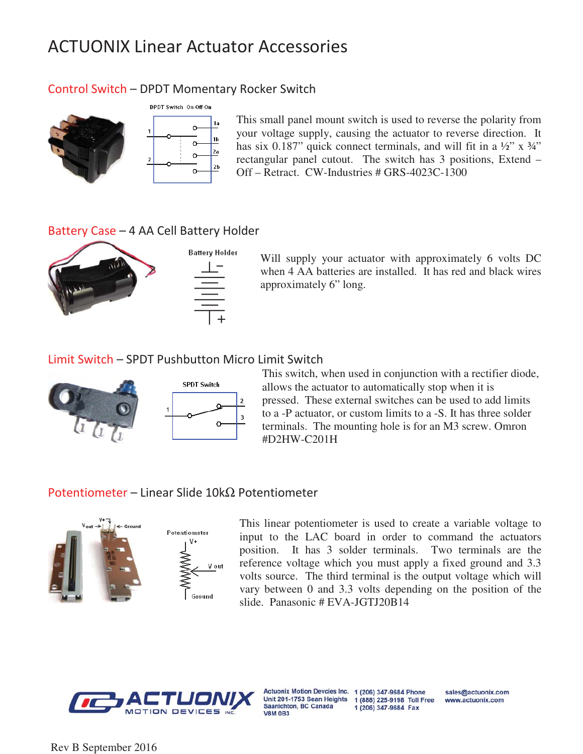# ACTUONIX Linear Actuator Accessories

## Control Switch – DPDT Momentary Rocker Switch

DPDT Switch On-Off-On

This small panel mount switch is used to reverse the polarity from your voltage supply, causing the actuator to reverse direction. It has six 0.187" quick connect terminals, and will fit in a ½" x ¾" rectangular panel cutout. The switch has 3 positions, Extend – Off – Retract. CW-Industries # GRS-4023C-1300

## Battery Case – 4 AA Cell Battery Holder

Battery Holder

Will supply your actuator with approximately 6 volts DC when 4 AA batteries are installed. It has red and black wires approximately 6" long.

## Limit Switch – SPDT Pushbutton Micro Limit Switch

SPDT Switch

This switch, when used in conjunction with a rectifier diode, allows the actuator to automatically stop when it is pressed. These external switches can be used to add limits to a -P actuator, or custom limits to a -S. It has three solder terminals. The mounting hole is for an M3 screw. Omron #D2HW-C201H

## Potentiometer – Linear Slide 10kΩ Potentiometer

Potentiometer

This linear potentiometer is used to create a variable voltage to input to the LAC board in order to command the actuators position. It has 3 solder terminals. Two terminals are the reference voltage which you must apply a fixed ground and 3.3 volts source. The third terminal is the output voltage which will vary between 0 and 3.3 volts depending on the position of the slide. Panasonic # EVA-JGTJ20B14

Actuonix Motion Devcies Inc.
Unit 201-1753 Sean Heights
Saanichton, BC Canada
V8M 0B3

1 (206) 347-9684 Phone
1 (888) 225-9198 Toll Free
1 (206) 347-9684 Fax

sales@actuonix.com
www.actuonix.com

Rev B September 2016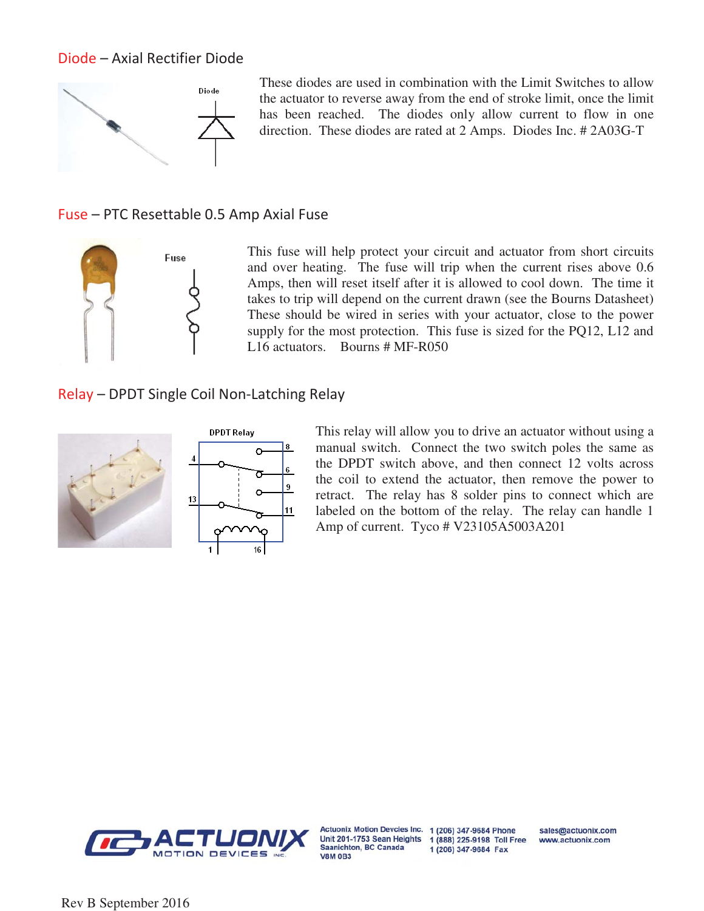## Diode – Axial Rectifier Diode

Diode

These diodes are used in combination with the Limit Switches to allow the actuator to reverse away from the end of stroke limit, once the limit has been reached. The diodes only allow current to flow in one direction. These diodes are rated at 2 Amps. Diodes Inc. # 2A03G-T

## Fuse – PTC Resettable 0.5 Amp Axial Fuse

Fuse

This fuse will help protect your circuit and actuator from short circuits and over heating. The fuse will trip when the current rises above 0.6 Amps, then will reset itself after it is allowed to cool down. The time it takes to trip will depend on the current drawn (see the Bourns Datasheet) These should be wired in series with your actuator, close to the power supply for the most protection. This fuse is sized for the PQ12, L12 and L16 actuators. Bourns # MF-R050

## Relay – DPDT Single Coil Non-Latching Relay

DPDT Relay

8
4
6
9
13
11
1
16

This relay will allow you to drive an actuator without using a manual switch. Connect the two switch poles the same as the DPDT switch above, and then connect 12 volts across the coil to extend the actuator, then remove the power to retract. The relay has 8 solder pins to connect which are labeled on the bottom of the relay. The relay can handle 1 Amp of current. Tyco # V23105A5003A201

ACTUONIX MOTION DEVICES INC.

Actuonix Motion Devcies Inc.
Unit 201-1753 Sean Heights
Saanichton, BC Canada
V8M 0B3

1 (206) 347-9684 Phone
1 (888) 225-9198 Toll Free
1 (206) 347-9684 Fax

sales@actuonix.com
www.actuonix.com

Rev B September 2016